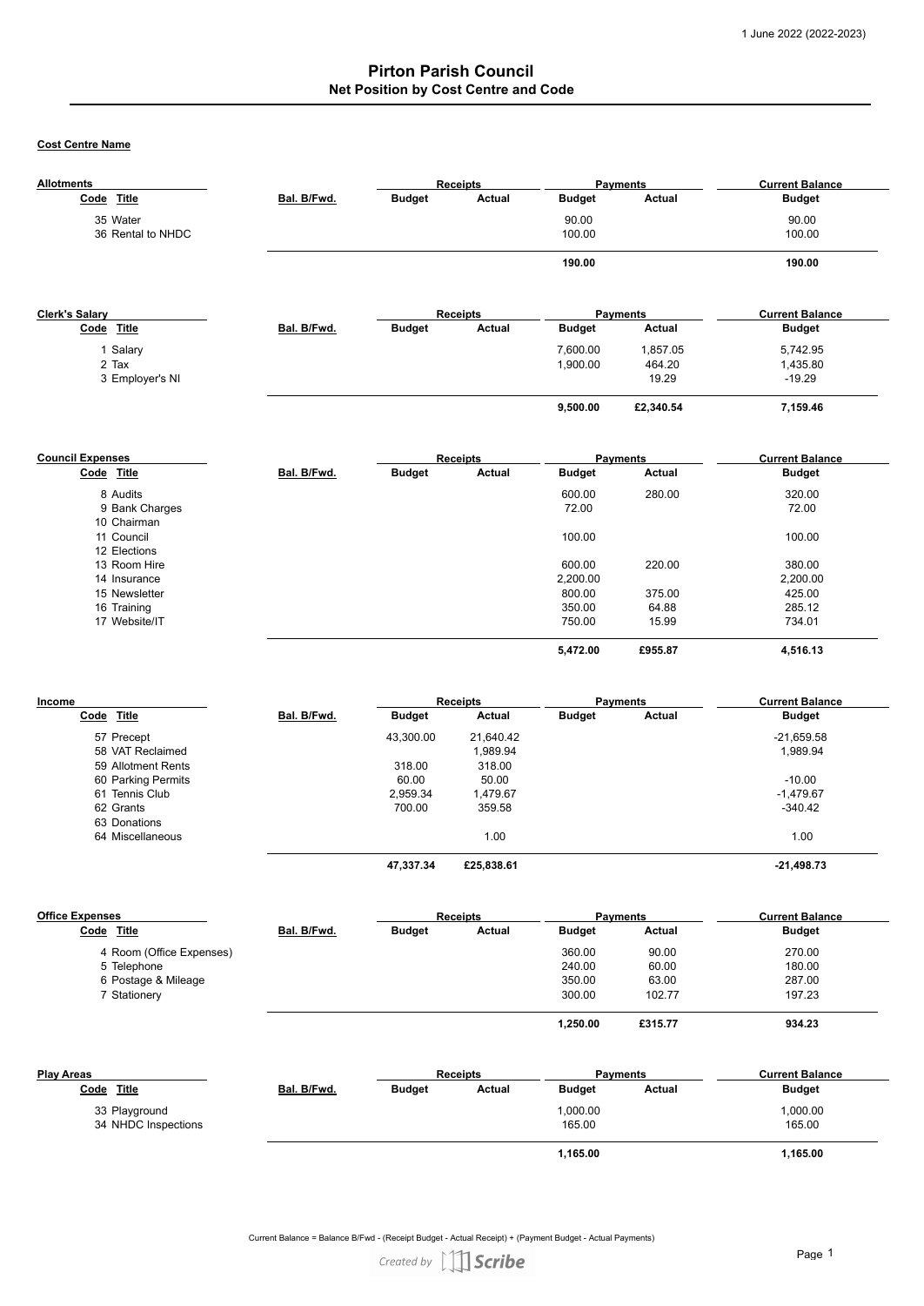1 June 2022 (2022-2023)

# Pirton Parish Council

## Net Position by Cost Centre and Code

**Cost Centre Name**

**Allotments**

| Code | Title | Bal. B/Fwd. | Receipts Budget | Receipts Actual | Payments Budget | Payments Actual | Current Balance Budget |
|---|---|---|---|---|---|---|---|
| 35 | Water | | | | 90.00 | | 90.00 |
| 36 | Rental to NHDC | | | | 100.00 | | 100.00 |
| | | | | | **190.00** | | **190.00** |

**Clerk's Salary**

| Code | Title | Bal. B/Fwd. | Receipts Budget | Receipts Actual | Payments Budget | Payments Actual | Current Balance Budget |
|---|---|---|---|---|---|---|---|
| 1 | Salary | | | | 7,600.00 | 1,857.05 | 5,742.95 |
| 2 | Tax | | | | 1,900.00 | 464.20 | 1,435.80 |
| 3 | Employer's NI | | | | | 19.29 | -19.29 |
| | | | | | **9,500.00** | **£2,340.54** | **7,159.46** |

**Council Expenses**

| Code | Title | Bal. B/Fwd. | Receipts Budget | Receipts Actual | Payments Budget | Payments Actual | Current Balance Budget |
|---|---|---|---|---|---|---|---|
| 8 | Audits | | | | 600.00 | 280.00 | 320.00 |
| 9 | Bank Charges | | | | 72.00 | | 72.00 |
| 10 | Chairman | | | | | | |
| 11 | Council | | | | 100.00 | | 100.00 |
| 12 | Elections | | | | | | |
| 13 | Room Hire | | | | 600.00 | 220.00 | 380.00 |
| 14 | Insurance | | | | 2,200.00 | | 2,200.00 |
| 15 | Newsletter | | | | 800.00 | 375.00 | 425.00 |
| 16 | Training | | | | 350.00 | 64.88 | 285.12 |
| 17 | Website/IT | | | | 750.00 | 15.99 | 734.01 |
| | | | | | **5,472.00** | **£955.87** | **4,516.13** |

**Income**

| Code | Title | Bal. B/Fwd. | Receipts Budget | Receipts Actual | Payments Budget | Payments Actual | Current Balance Budget |
|---|---|---|---|---|---|---|---|
| 57 | Precept | | 43,300.00 | 21,640.42 | | | -21,659.58 |
| 58 | VAT Reclaimed | | | 1,989.94 | | | 1,989.94 |
| 59 | Allotment Rents | | 318.00 | 318.00 | | | |
| 60 | Parking Permits | | 60.00 | 50.00 | | | -10.00 |
| 61 | Tennis Club | | 2,959.34 | 1,479.67 | | | -1,479.67 |
| 62 | Grants | | 700.00 | 359.58 | | | -340.42 |
| 63 | Donations | | | | | | |
| 64 | Miscellaneous | | | 1.00 | | | 1.00 |
| | | | **47,337.34** | **£25,838.61** | | | **-21,498.73** |

**Office Expenses**

| Code | Title | Bal. B/Fwd. | Receipts Budget | Receipts Actual | Payments Budget | Payments Actual | Current Balance Budget |
|---|---|---|---|---|---|---|---|
| 4 | Room (Office Expenses) | | | | 360.00 | 90.00 | 270.00 |
| 5 | Telephone | | | | 240.00 | 60.00 | 180.00 |
| 6 | Postage & Mileage | | | | 350.00 | 63.00 | 287.00 |
| 7 | Stationery | | | | 300.00 | 102.77 | 197.23 |
| | | | | | **1,250.00** | **£315.77** | **934.23** |

**Play Areas**

| Code | Title | Bal. B/Fwd. | Receipts Budget | Receipts Actual | Payments Budget | Payments Actual | Current Balance Budget |
|---|---|---|---|---|---|---|---|
| 33 | Playground | | | | 1,000.00 | | 1,000.00 |
| 34 | NHDC Inspections | | | | 165.00 | | 165.00 |
| | | | | | **1,165.00** | | **1,165.00** |

Current Balance = Balance B/Fwd - (Receipt Budget - Actual Receipt) + (Payment Budget - Actual Payments)

Created by Scribe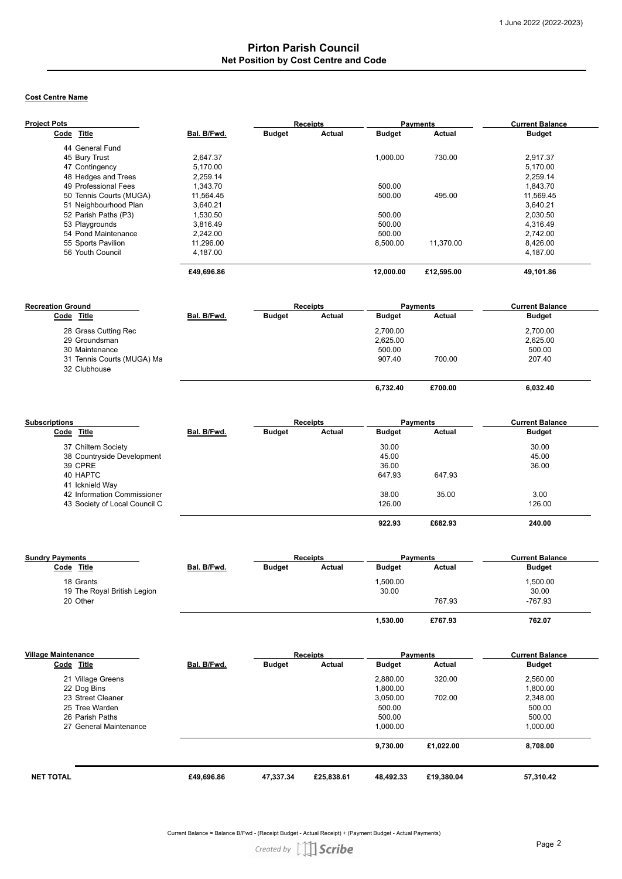# Pirton Parish Council

## Net Position by Cost Centre and Code

**Cost Centre Name**

**Project Pots**

| Code | Title | Bal. B/Fwd. | Receipts Budget | Receipts Actual | Payments Budget | Payments Actual | Current Balance Budget |
|---|---|---|---|---|---|---|---|
| 44 | General Fund | | | | | | |
| 45 | Bury Trust | 2,647.37 | | | 1,000.00 | 730.00 | 2,917.37 |
| 47 | Contingency | 5,170.00 | | | | | 5,170.00 |
| 48 | Hedges and Trees | 2,259.14 | | | | | 2,259.14 |
| 49 | Professional Fees | 1,343.70 | | | 500.00 | | 1,843.70 |
| 50 | Tennis Courts (MUGA) | 11,564.45 | | | 500.00 | 495.00 | 11,569.45 |
| 51 | Neighbourhood Plan | 3,640.21 | | | | | 3,640.21 |
| 52 | Parish Paths (P3) | 1,530.50 | | | 500.00 | | 2,030.50 |
| 53 | Playgrounds | 3,816.49 | | | 500.00 | | 4,316.49 |
| 54 | Pond Maintenance | 2,242.00 | | | 500.00 | | 2,742.00 |
| 55 | Sports Pavilion | 11,296.00 | | | 8,500.00 | 11,370.00 | 8,426.00 |
| 56 | Youth Council | 4,187.00 | | | | | 4,187.00 |
| | | **£49,696.86** | | | **12,000.00** | **£12,595.00** | **49,101.86** |

**Recreation Ground**

| Code | Title | Bal. B/Fwd. | Receipts Budget | Receipts Actual | Payments Budget | Payments Actual | Current Balance Budget |
|---|---|---|---|---|---|---|---|
| 28 | Grass Cutting Rec | | | | 2,700.00 | | 2,700.00 |
| 29 | Groundsman | | | | 2,625.00 | | 2,625.00 |
| 30 | Maintenance | | | | 500.00 | | 500.00 |
| 31 | Tennis Courts (MUGA) Ma | | | | 907.40 | 700.00 | 207.40 |
| 32 | Clubhouse | | | | | | |
| | | | | | **6,732.40** | **£700.00** | **6,032.40** |

**Subscriptions**

| Code | Title | Bal. B/Fwd. | Receipts Budget | Receipts Actual | Payments Budget | Payments Actual | Current Balance Budget |
|---|---|---|---|---|---|---|---|
| 37 | Chiltern Society | | | | 30.00 | | 30.00 |
| 38 | Countryside Development | | | | 45.00 | | 45.00 |
| 39 | CPRE | | | | 36.00 | | 36.00 |
| 40 | HAPTC | | | | 647.93 | 647.93 | |
| 41 | Icknield Way | | | | | | |
| 42 | Information Commissioner | | | | 38.00 | 35.00 | 3.00 |
| 43 | Society of Local Council C | | | | 126.00 | | 126.00 |
| | | | | | **922.93** | **£682.93** | **240.00** |

**Sundry Payments**

| Code | Title | Bal. B/Fwd. | Receipts Budget | Receipts Actual | Payments Budget | Payments Actual | Current Balance Budget |
|---|---|---|---|---|---|---|---|
| 18 | Grants | | | | 1,500.00 | | 1,500.00 |
| 19 | The Royal British Legion | | | | 30.00 | | 30.00 |
| 20 | Other | | | | | 767.93 | -767.93 |
| | | | | | **1,530.00** | **£767.93** | **762.07** |

**Village Maintenance**

| Code | Title | Bal. B/Fwd. | Receipts Budget | Receipts Actual | Payments Budget | Payments Actual | Current Balance Budget |
|---|---|---|---|---|---|---|---|
| 21 | Village Greens | | | | 2,880.00 | 320.00 | 2,560.00 |
| 22 | Dog Bins | | | | 1,800.00 | | 1,800.00 |
| 23 | Street Cleaner | | | | 3,050.00 | 702.00 | 2,348.00 |
| 25 | Tree Warden | | | | 500.00 | | 500.00 |
| 26 | Parish Paths | | | | 500.00 | | 500.00 |
| 27 | General Maintenance | | | | 1,000.00 | | 1,000.00 |
| | | | | | **9,730.00** | **£1,022.00** | **8,708.00** |

| | Bal. B/Fwd. | Receipts Budget | Receipts Actual | Payments Budget | Payments Actual | Current Balance Budget |
|---|---|---|---|---|---|---|
| **NET TOTAL** | **£49,696.86** | **47,337.34** | **£25,838.61** | **48,492.33** | **£19,380.04** | **57,310.42** |

Current Balance = Balance B/Fwd - (Receipt Budget - Actual Receipt) + (Payment Budget - Actual Payments)